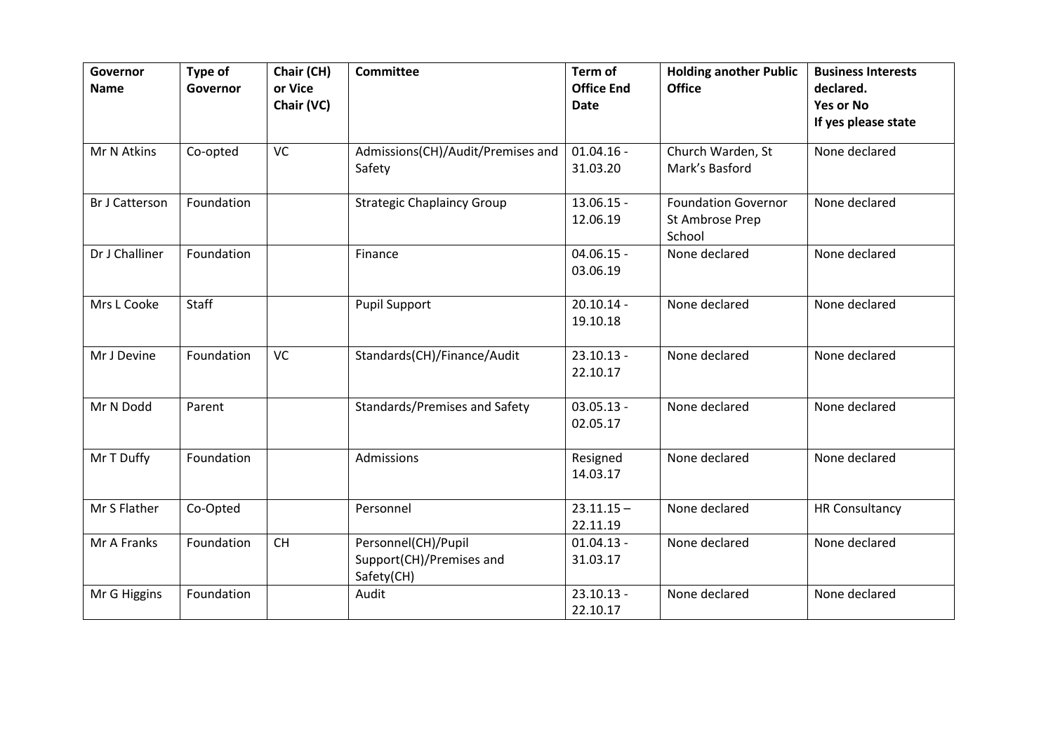| Governor Name | Type of Governor | Chair (CH) or Vice Chair (VC) | Committee | Term of Office End Date | Holding another Public Office | Business Interests declared. Yes or No If yes please state |
|---|---|---|---|---|---|---|
| Mr N Atkins | Co-opted | VC | Admissions(CH)/Audit/Premises and Safety | 01.04.16 - 31.03.20 | Church Warden, St Mark's Basford | None declared |
| Br J Catterson | Foundation | | Strategic Chaplaincy Group | 13.06.15 - 12.06.19 | Foundation Governor St Ambrose Prep School | None declared |
| Dr J Challiner | Foundation | | Finance | 04.06.15 - 03.06.19 | None declared | None declared |
| Mrs L Cooke | Staff | | Pupil Support | 20.10.14 - 19.10.18 | None declared | None declared |
| Mr J Devine | Foundation | VC | Standards(CH)/Finance/Audit | 23.10.13 - 22.10.17 | None declared | None declared |
| Mr N Dodd | Parent | | Standards/Premises and Safety | 03.05.13 - 02.05.17 | None declared | None declared |
| Mr T Duffy | Foundation | | Admissions | Resigned 14.03.17 | None declared | None declared |
| Mr S Flather | Co-Opted | | Personnel | 23.11.15 – 22.11.19 | None declared | HR Consultancy |
| Mr A Franks | Foundation | CH | Personnel(CH)/Pupil Support(CH)/Premises and Safety(CH) | 01.04.13 - 31.03.17 | None declared | None declared |
| Mr G Higgins | Foundation | | Audit | 23.10.13 - 22.10.17 | None declared | None declared |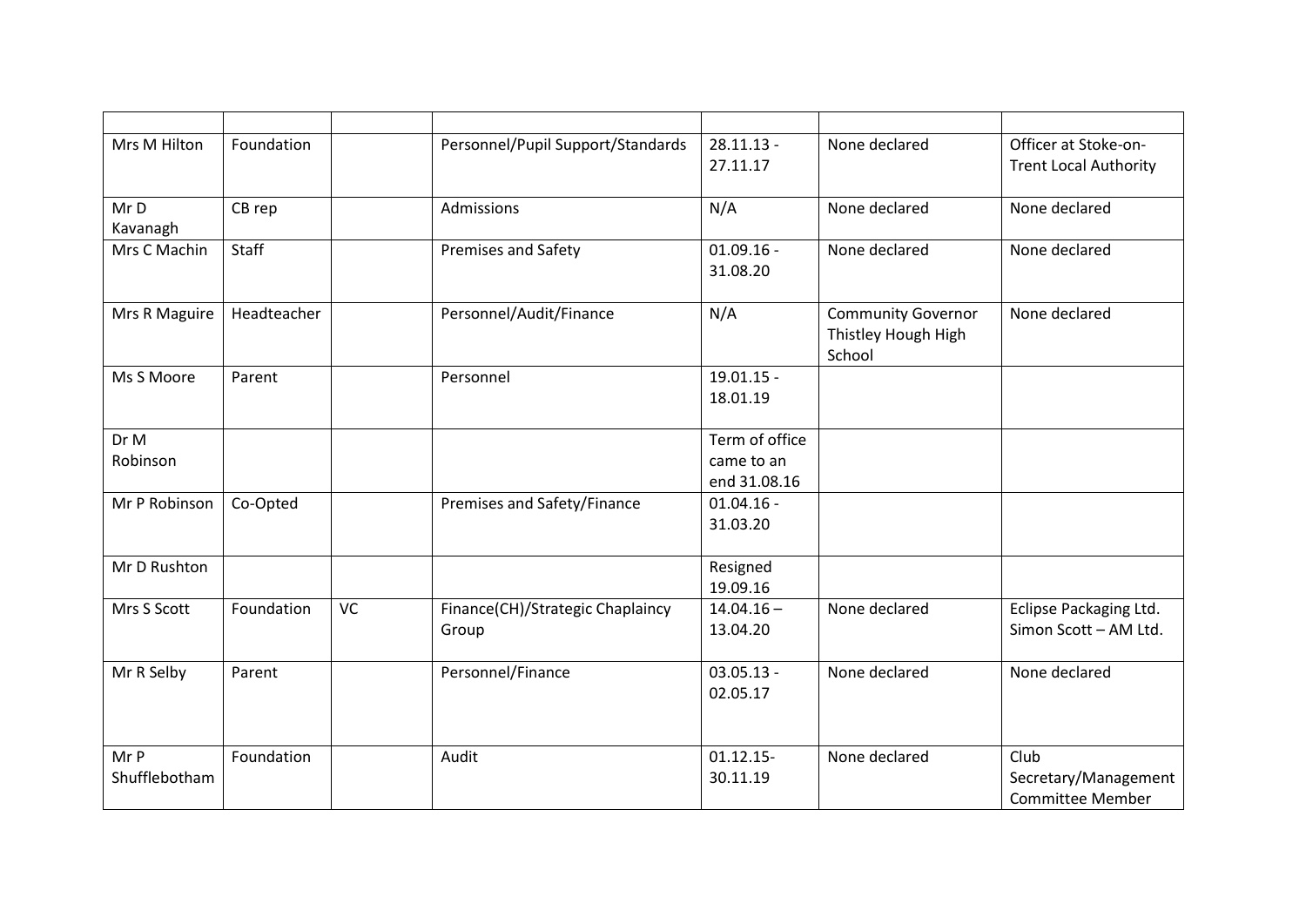| | | | | | | |
|---|---|---|---|---|---|---|
| Mrs M Hilton | Foundation | | Personnel/Pupil Support/Standards | 28.11.13 - 27.11.17 | None declared | Officer at Stoke-on-Trent Local Authority |
| Mr D Kavanagh | CB rep | | Admissions | N/A | None declared | None declared |
| Mrs C Machin | Staff | | Premises and Safety | 01.09.16 - 31.08.20 | None declared | None declared |
| Mrs R Maguire | Headteacher | | Personnel/Audit/Finance | N/A | Community Governor Thistley Hough High School | None declared |
| Ms S Moore | Parent | | Personnel | 19.01.15 - 18.01.19 | | |
| Dr M Robinson | | | | Term of office came to an end 31.08.16 | | |
| Mr P Robinson | Co-Opted | | Premises and Safety/Finance | 01.04.16 - 31.03.20 | | |
| Mr D Rushton | | | | Resigned 19.09.16 | | |
| Mrs S Scott | Foundation | VC | Finance(CH)/Strategic Chaplaincy Group | 14.04.16 – 13.04.20 | None declared | Eclipse Packaging Ltd. Simon Scott – AM Ltd. |
| Mr R Selby | Parent | | Personnel/Finance | 03.05.13 - 02.05.17 | None declared | None declared |
| Mr P Shufflebotham | Foundation | | Audit | 01.12.15- 30.11.19 | None declared | Club Secretary/Management Committee Member |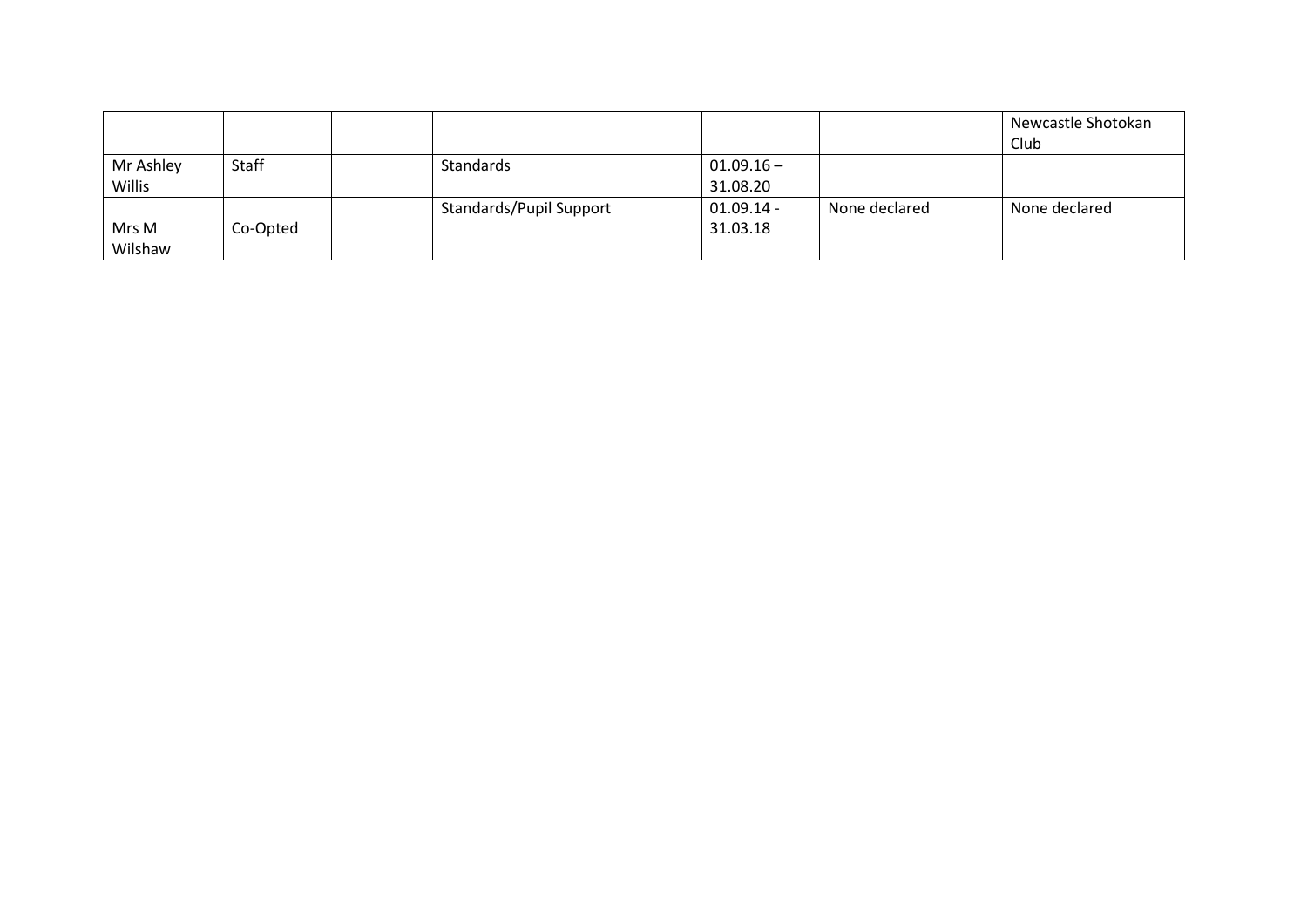| | | | | | | |
|---|---|---|---|---|---|---|
| | | | | | | Newcastle Shotokan Club |
| Mr Ashley Willis | Staff | | Standards | 01.09.16 – 31.08.20 | | |
| Mrs M Wilshaw | Co-Opted | | Standards/Pupil Support | 01.09.14 - 31.03.18 | None declared | None declared |